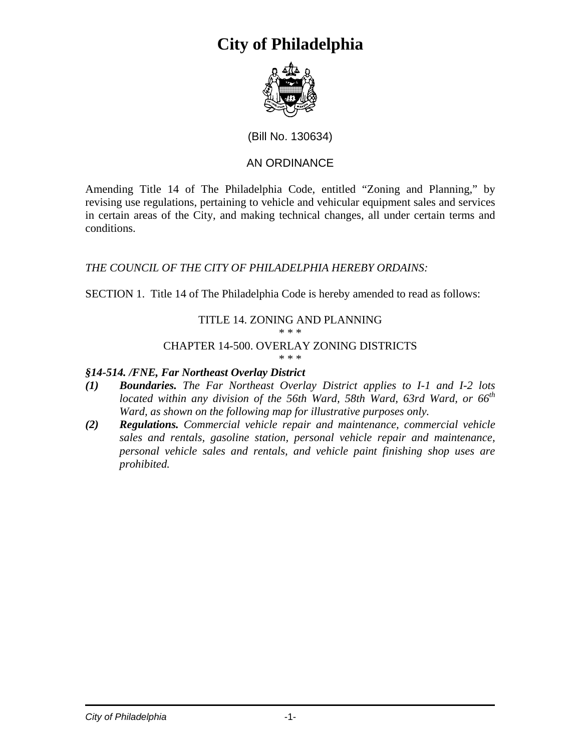# City of Philadelphia

(Bill No. 130634)

AN ORDINANCE

Amending Title 14 of The Philadelphia Code, entitled "Zoning and Planning," by revising use regulations, pertaining to vehicle and vehicular equipment sales and services in certain areas of the City, and making technical changes, all under certain terms and conditions.

*THE COUNCIL OF THE CITY OF PHILADELPHIA HEREBY ORDAINS:*

SECTION 1. Title 14 of The Philadelphia Code is hereby amended to read as follows:

TITLE 14. ZONING AND PLANNING

\* \* \*

CHAPTER 14-500. OVERLAY ZONING DISTRICTS

\* \* \*

***§14-514. /FNE, Far Northeast Overlay District***

***(1)*** ***Boundaries.*** *The Far Northeast Overlay District applies to I-1 and I-2 lots located within any division of the 56th Ward, 58th Ward, 63rd Ward, or 66th Ward, as shown on the following map for illustrative purposes only.*

***(2)*** ***Regulations.*** *Commercial vehicle repair and maintenance, commercial vehicle sales and rentals, gasoline station, personal vehicle repair and maintenance, personal vehicle sales and rentals, and vehicle paint finishing shop uses are prohibited.*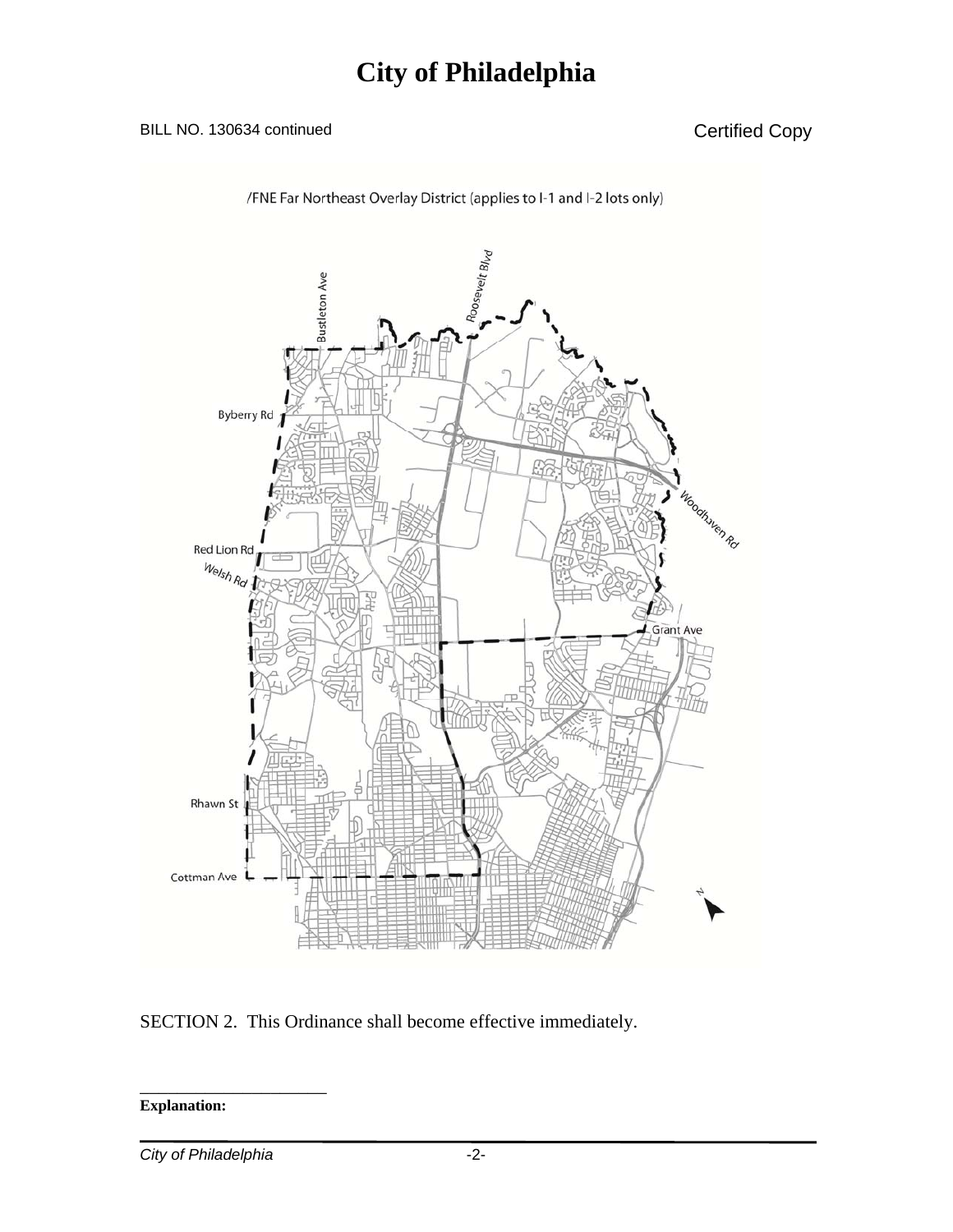BILL NO. 130634 continued

Certified Copy

/FNE Far Northeast Overlay District (applies to I-1 and I-2 lots only)

Bustleton Ave

Roosevelt Blvd

Byberry Rd

Woodhaven Rd

Red Lion Rd

Welsh Rd

Grant Ave

Rhawn St

Cottman Ave

N

SECTION 2. This Ordinance shall become effective immediately.

**Explanation:**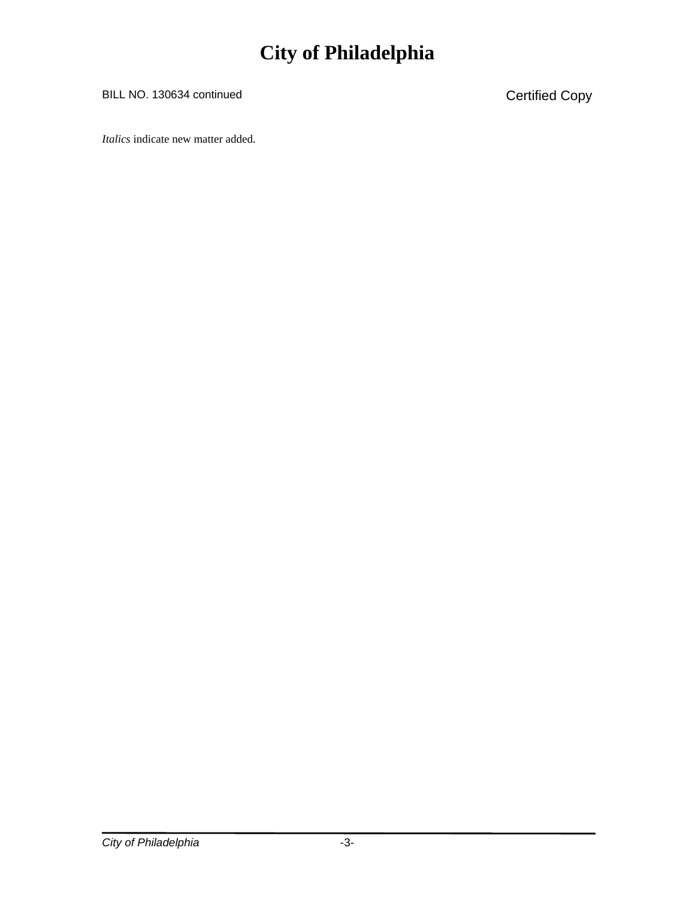*Italics* indicate new matter added.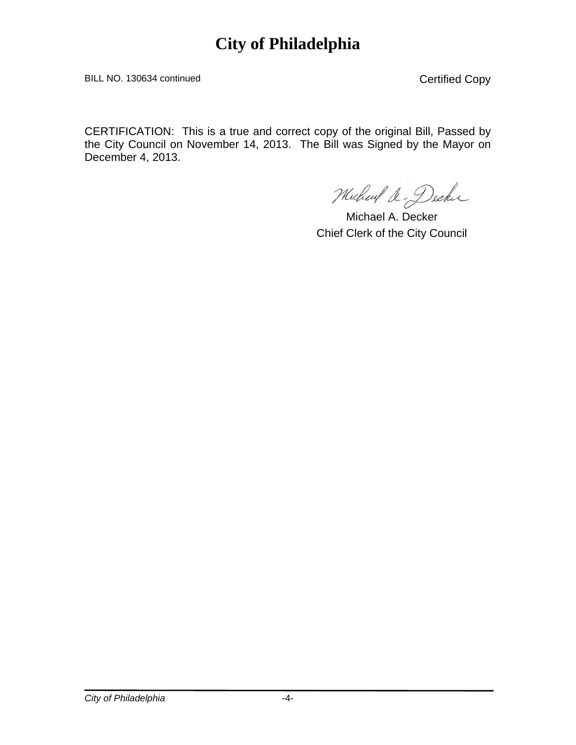# City of Philadelphia

BILL NO. 130634 continued

Certified Copy

CERTIFICATION: This is a true and correct copy of the original Bill, Passed by the City Council on November 14, 2013. The Bill was Signed by the Mayor on December 4, 2013.

Michael A. Decker
Chief Clerk of the City Council